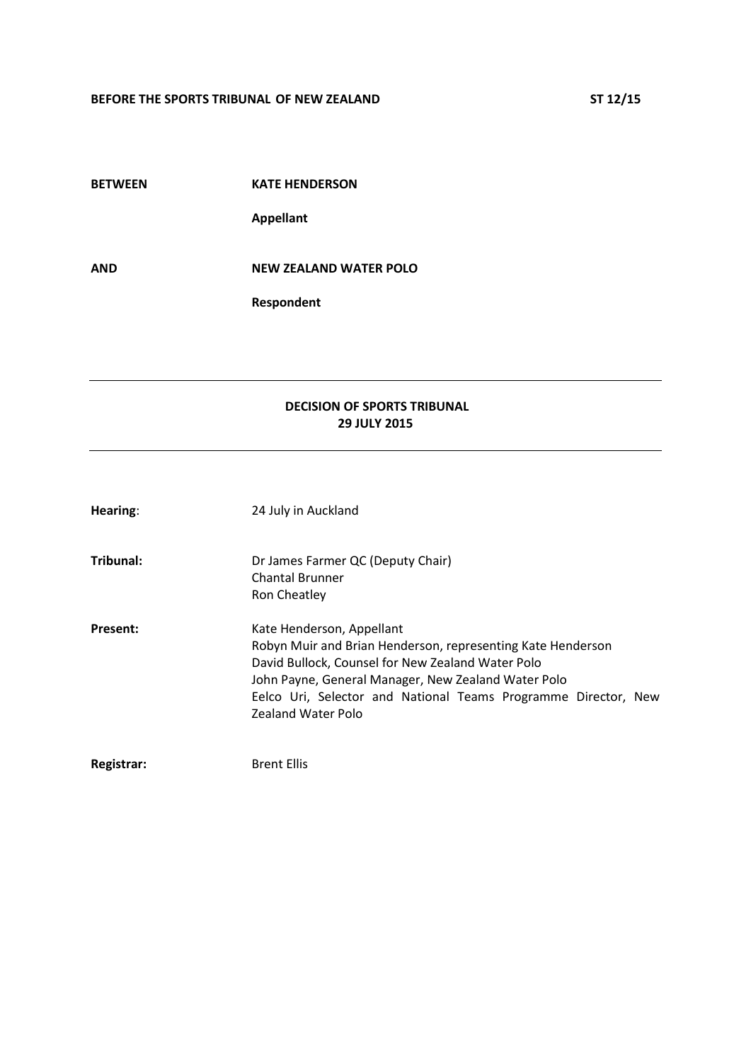**BEFORE THE SPORTS TRIBUNAL OF NEW ZEALAND** **ST 12/15**

**BETWEEN** **KATE HENDERSON**

**Appellant**

**AND** **NEW ZEALAND WATER POLO**

**Respondent**

---

**DECISION OF SPORTS TRIBUNAL**
**29 JULY 2015**

---

**Hearing**: 24 July in Auckland

**Tribunal:** Dr James Farmer QC (Deputy Chair)
Chantal Brunner
Ron Cheatley

**Present:** Kate Henderson, Appellant
Robyn Muir and Brian Henderson, representing Kate Henderson
David Bullock, Counsel for New Zealand Water Polo
John Payne, General Manager, New Zealand Water Polo
Eelco Uri, Selector and National Teams Programme Director, New Zealand Water Polo

**Registrar:** Brent Ellis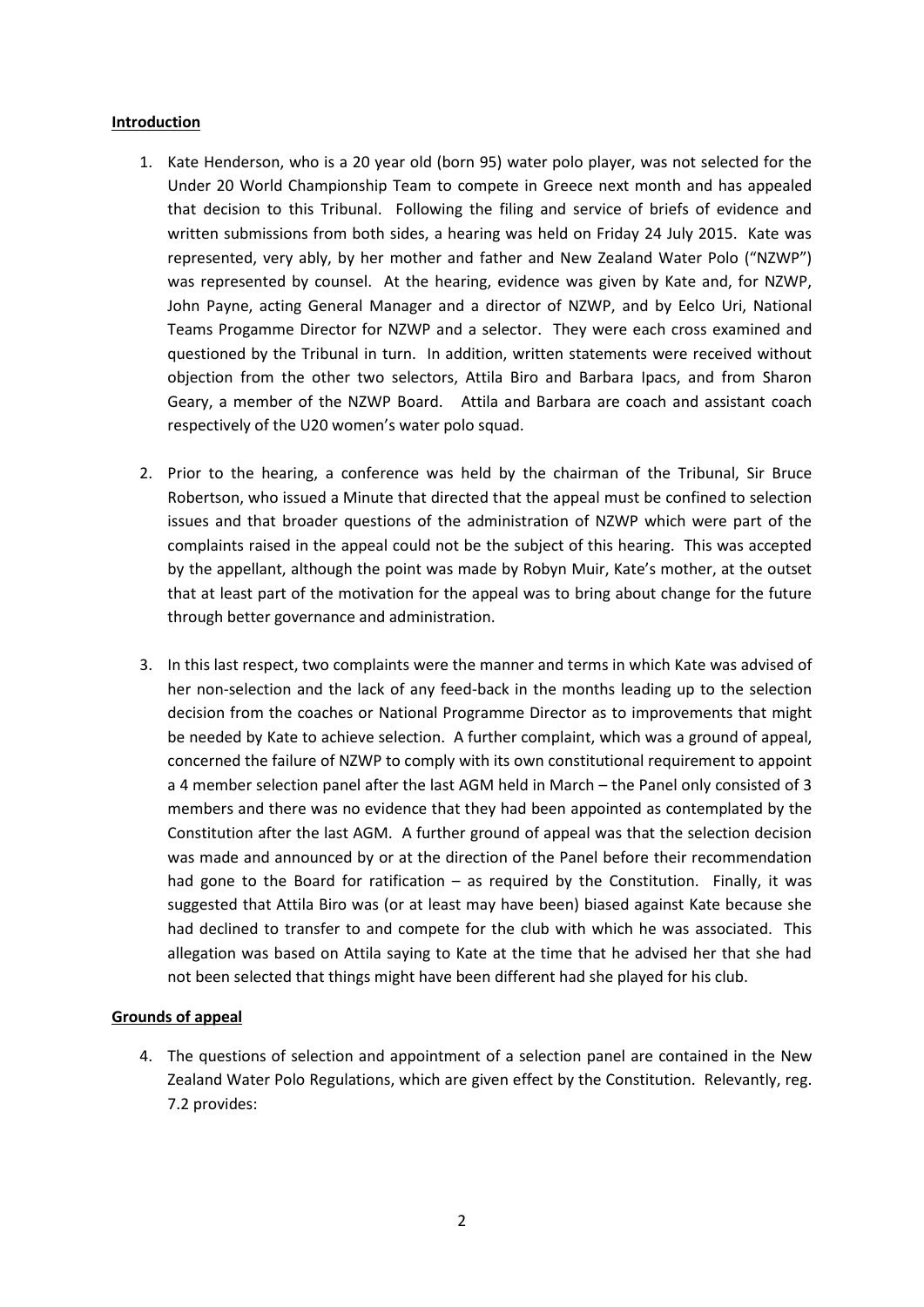**Introduction**

1. Kate Henderson, who is a 20 year old (born 95) water polo player, was not selected for the Under 20 World Championship Team to compete in Greece next month and has appealed that decision to this Tribunal. Following the filing and service of briefs of evidence and written submissions from both sides, a hearing was held on Friday 24 July 2015. Kate was represented, very ably, by her mother and father and New Zealand Water Polo ("NZWP") was represented by counsel. At the hearing, evidence was given by Kate and, for NZWP, John Payne, acting General Manager and a director of NZWP, and by Eelco Uri, National Teams Progamme Director for NZWP and a selector. They were each cross examined and questioned by the Tribunal in turn. In addition, written statements were received without objection from the other two selectors, Attila Biro and Barbara Ipacs, and from Sharon Geary, a member of the NZWP Board. Attila and Barbara are coach and assistant coach respectively of the U20 women's water polo squad.

2. Prior to the hearing, a conference was held by the chairman of the Tribunal, Sir Bruce Robertson, who issued a Minute that directed that the appeal must be confined to selection issues and that broader questions of the administration of NZWP which were part of the complaints raised in the appeal could not be the subject of this hearing. This was accepted by the appellant, although the point was made by Robyn Muir, Kate's mother, at the outset that at least part of the motivation for the appeal was to bring about change for the future through better governance and administration.

3. In this last respect, two complaints were the manner and terms in which Kate was advised of her non-selection and the lack of any feed-back in the months leading up to the selection decision from the coaches or National Programme Director as to improvements that might be needed by Kate to achieve selection. A further complaint, which was a ground of appeal, concerned the failure of NZWP to comply with its own constitutional requirement to appoint a 4 member selection panel after the last AGM held in March – the Panel only consisted of 3 members and there was no evidence that they had been appointed as contemplated by the Constitution after the last AGM. A further ground of appeal was that the selection decision was made and announced by or at the direction of the Panel before their recommendation had gone to the Board for ratification – as required by the Constitution. Finally, it was suggested that Attila Biro was (or at least may have been) biased against Kate because she had declined to transfer to and compete for the club with which he was associated. This allegation was based on Attila saying to Kate at the time that he advised her that she had not been selected that things might have been different had she played for his club.

**Grounds of appeal**

4. The questions of selection and appointment of a selection panel are contained in the New Zealand Water Polo Regulations, which are given effect by the Constitution. Relevantly, reg. 7.2 provides: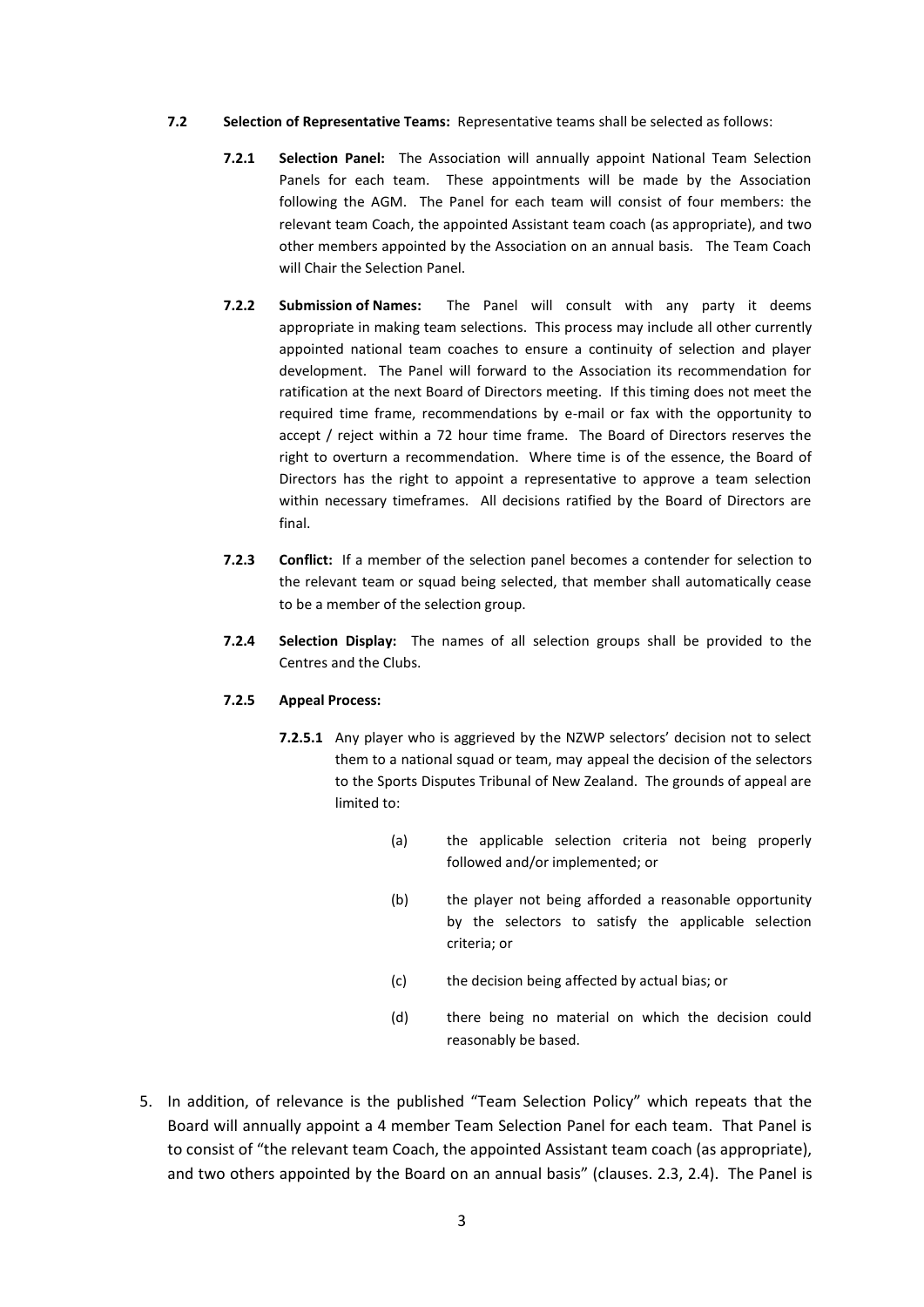**7.2 Selection of Representative Teams:** Representative teams shall be selected as follows:

**7.2.1 Selection Panel:** The Association will annually appoint National Team Selection Panels for each team. These appointments will be made by the Association following the AGM. The Panel for each team will consist of four members: the relevant team Coach, the appointed Assistant team coach (as appropriate), and two other members appointed by the Association on an annual basis. The Team Coach will Chair the Selection Panel.

**7.2.2 Submission of Names:** The Panel will consult with any party it deems appropriate in making team selections. This process may include all other currently appointed national team coaches to ensure a continuity of selection and player development. The Panel will forward to the Association its recommendation for ratification at the next Board of Directors meeting. If this timing does not meet the required time frame, recommendations by e-mail or fax with the opportunity to accept / reject within a 72 hour time frame. The Board of Directors reserves the right to overturn a recommendation. Where time is of the essence, the Board of Directors has the right to appoint a representative to approve a team selection within necessary timeframes. All decisions ratified by the Board of Directors are final.

**7.2.3 Conflict:** If a member of the selection panel becomes a contender for selection to the relevant team or squad being selected, that member shall automatically cease to be a member of the selection group.

**7.2.4 Selection Display:** The names of all selection groups shall be provided to the Centres and the Clubs.

**7.2.5 Appeal Process:**

**7.2.5.1** Any player who is aggrieved by the NZWP selectors' decision not to select them to a national squad or team, may appeal the decision of the selectors to the Sports Disputes Tribunal of New Zealand. The grounds of appeal are limited to:

(a) the applicable selection criteria not being properly followed and/or implemented; or

(b) the player not being afforded a reasonable opportunity by the selectors to satisfy the applicable selection criteria; or

(c) the decision being affected by actual bias; or

(d) there being no material on which the decision could reasonably be based.

5. In addition, of relevance is the published "Team Selection Policy" which repeats that the Board will annually appoint a 4 member Team Selection Panel for each team. That Panel is to consist of "the relevant team Coach, the appointed Assistant team coach (as appropriate), and two others appointed by the Board on an annual basis" (clauses. 2.3, 2.4). The Panel is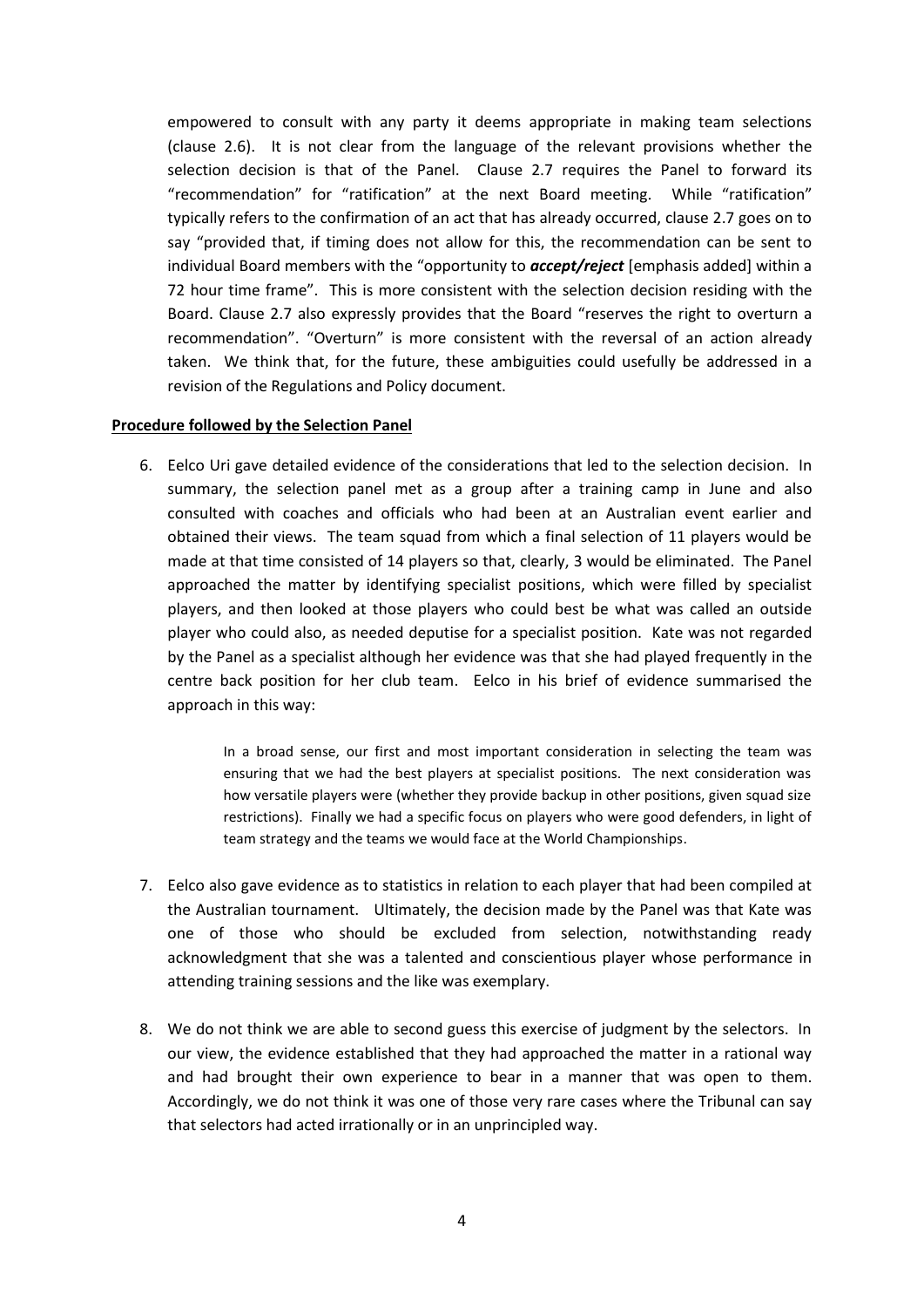empowered to consult with any party it deems appropriate in making team selections (clause 2.6). It is not clear from the language of the relevant provisions whether the selection decision is that of the Panel. Clause 2.7 requires the Panel to forward its "recommendation" for "ratification" at the next Board meeting. While "ratification" typically refers to the confirmation of an act that has already occurred, clause 2.7 goes on to say "provided that, if timing does not allow for this, the recommendation can be sent to individual Board members with the "opportunity to ***accept/reject*** [emphasis added] within a 72 hour time frame". This is more consistent with the selection decision residing with the Board. Clause 2.7 also expressly provides that the Board "reserves the right to overturn a recommendation". "Overturn" is more consistent with the reversal of an action already taken. We think that, for the future, these ambiguities could usefully be addressed in a revision of the Regulations and Policy document.

**<u>Procedure followed by the Selection Panel</u>**

6. Eelco Uri gave detailed evidence of the considerations that led to the selection decision. In summary, the selection panel met as a group after a training camp in June and also consulted with coaches and officials who had been at an Australian event earlier and obtained their views. The team squad from which a final selection of 11 players would be made at that time consisted of 14 players so that, clearly, 3 would be eliminated. The Panel approached the matter by identifying specialist positions, which were filled by specialist players, and then looked at those players who could best be what was called an outside player who could also, as needed deputise for a specialist position. Kate was not regarded by the Panel as a specialist although her evidence was that she had played frequently in the centre back position for her club team. Eelco in his brief of evidence summarised the approach in this way:

   > In a broad sense, our first and most important consideration in selecting the team was ensuring that we had the best players at specialist positions. The next consideration was how versatile players were (whether they provide backup in other positions, given squad size restrictions). Finally we had a specific focus on players who were good defenders, in light of team strategy and the teams we would face at the World Championships.

7. Eelco also gave evidence as to statistics in relation to each player that had been compiled at the Australian tournament. Ultimately, the decision made by the Panel was that Kate was one of those who should be excluded from selection, notwithstanding ready acknowledgment that she was a talented and conscientious player whose performance in attending training sessions and the like was exemplary.

8. We do not think we are able to second guess this exercise of judgment by the selectors. In our view, the evidence established that they had approached the matter in a rational way and had brought their own experience to bear in a manner that was open to them. Accordingly, we do not think it was one of those very rare cases where the Tribunal can say that selectors had acted irrationally or in an unprincipled way.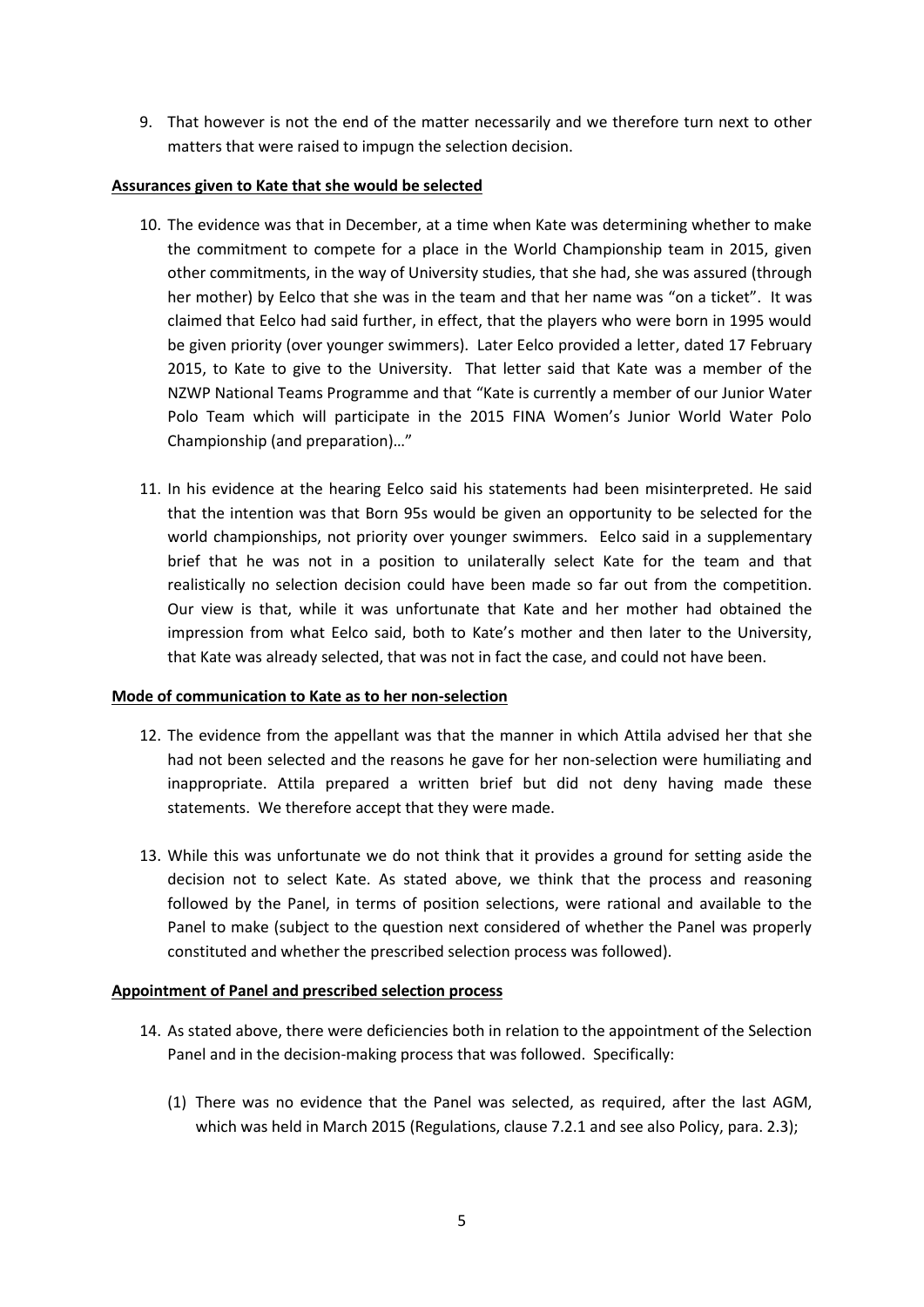9. That however is not the end of the matter necessarily and we therefore turn next to other matters that were raised to impugn the selection decision.

**Assurances given to Kate that she would be selected**

10. The evidence was that in December, at a time when Kate was determining whether to make the commitment to compete for a place in the World Championship team in 2015, given other commitments, in the way of University studies, that she had, she was assured (through her mother) by Eelco that she was in the team and that her name was "on a ticket". It was claimed that Eelco had said further, in effect, that the players who were born in 1995 would be given priority (over younger swimmers). Later Eelco provided a letter, dated 17 February 2015, to Kate to give to the University. That letter said that Kate was a member of the NZWP National Teams Programme and that "Kate is currently a member of our Junior Water Polo Team which will participate in the 2015 FINA Women's Junior World Water Polo Championship (and preparation)…"

11. In his evidence at the hearing Eelco said his statements had been misinterpreted. He said that the intention was that Born 95s would be given an opportunity to be selected for the world championships, not priority over younger swimmers. Eelco said in a supplementary brief that he was not in a position to unilaterally select Kate for the team and that realistically no selection decision could have been made so far out from the competition. Our view is that, while it was unfortunate that Kate and her mother had obtained the impression from what Eelco said, both to Kate's mother and then later to the University, that Kate was already selected, that was not in fact the case, and could not have been.

**Mode of communication to Kate as to her non-selection**

12. The evidence from the appellant was that the manner in which Attila advised her that she had not been selected and the reasons he gave for her non-selection were humiliating and inappropriate. Attila prepared a written brief but did not deny having made these statements. We therefore accept that they were made.

13. While this was unfortunate we do not think that it provides a ground for setting aside the decision not to select Kate. As stated above, we think that the process and reasoning followed by the Panel, in terms of position selections, were rational and available to the Panel to make (subject to the question next considered of whether the Panel was properly constituted and whether the prescribed selection process was followed).

**Appointment of Panel and prescribed selection process**

14. As stated above, there were deficiencies both in relation to the appointment of the Selection Panel and in the decision-making process that was followed. Specifically:

    (1) There was no evidence that the Panel was selected, as required, after the last AGM, which was held in March 2015 (Regulations, clause 7.2.1 and see also Policy, para. 2.3);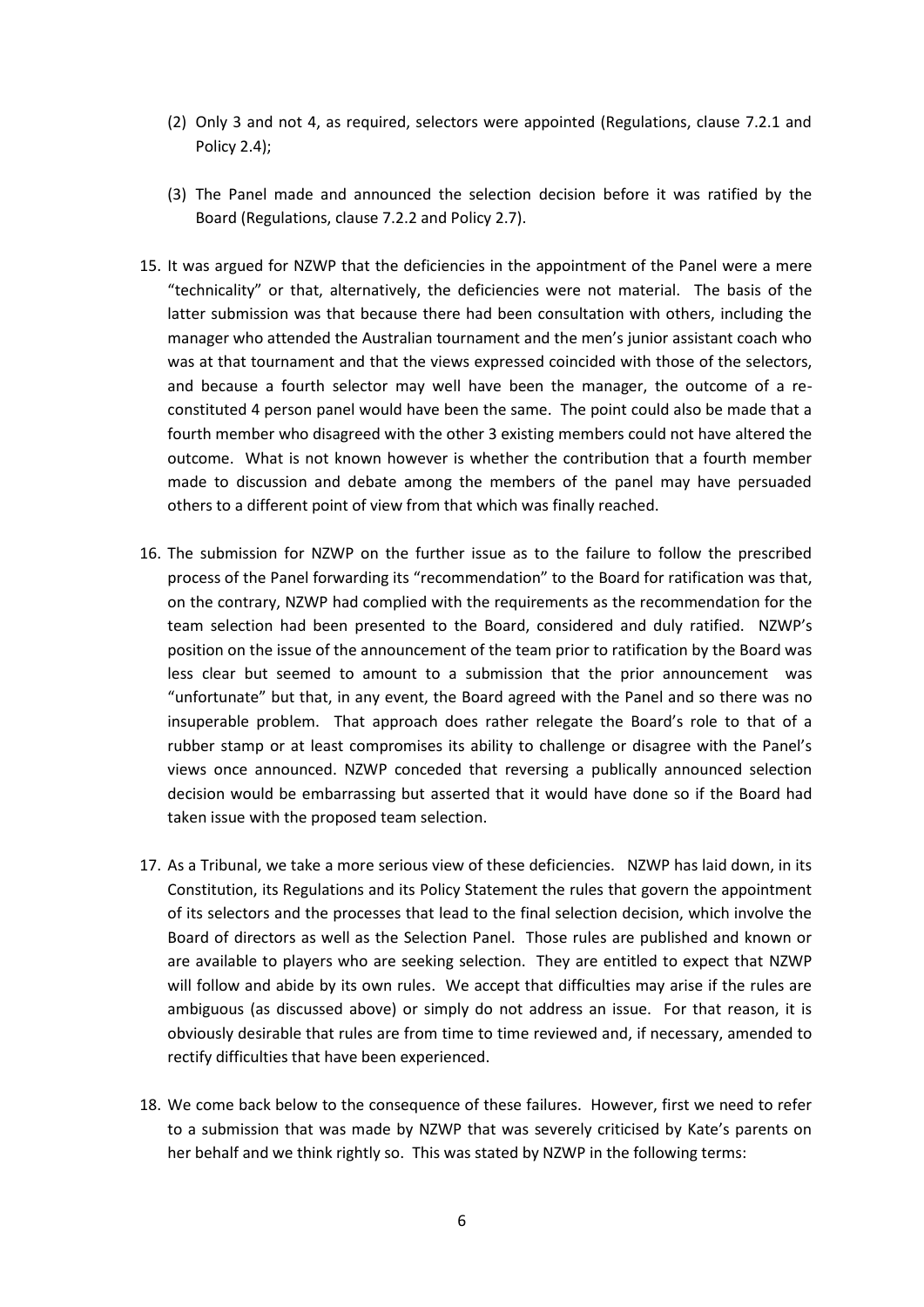(2) Only 3 and not 4, as required, selectors were appointed (Regulations, clause 7.2.1 and Policy 2.4);

(3) The Panel made and announced the selection decision before it was ratified by the Board (Regulations, clause 7.2.2 and Policy 2.7).

15. It was argued for NZWP that the deficiencies in the appointment of the Panel were a mere "technicality" or that, alternatively, the deficiencies were not material. The basis of the latter submission was that because there had been consultation with others, including the manager who attended the Australian tournament and the men's junior assistant coach who was at that tournament and that the views expressed coincided with those of the selectors, and because a fourth selector may well have been the manager, the outcome of a re-constituted 4 person panel would have been the same. The point could also be made that a fourth member who disagreed with the other 3 existing members could not have altered the outcome. What is not known however is whether the contribution that a fourth member made to discussion and debate among the members of the panel may have persuaded others to a different point of view from that which was finally reached.

16. The submission for NZWP on the further issue as to the failure to follow the prescribed process of the Panel forwarding its "recommendation" to the Board for ratification was that, on the contrary, NZWP had complied with the requirements as the recommendation for the team selection had been presented to the Board, considered and duly ratified. NZWP's position on the issue of the announcement of the team prior to ratification by the Board was less clear but seemed to amount to a submission that the prior announcement was "unfortunate" but that, in any event, the Board agreed with the Panel and so there was no insuperable problem. That approach does rather relegate the Board's role to that of a rubber stamp or at least compromises its ability to challenge or disagree with the Panel's views once announced. NZWP conceded that reversing a publically announced selection decision would be embarrassing but asserted that it would have done so if the Board had taken issue with the proposed team selection.

17. As a Tribunal, we take a more serious view of these deficiencies. NZWP has laid down, in its Constitution, its Regulations and its Policy Statement the rules that govern the appointment of its selectors and the processes that lead to the final selection decision, which involve the Board of directors as well as the Selection Panel. Those rules are published and known or are available to players who are seeking selection. They are entitled to expect that NZWP will follow and abide by its own rules. We accept that difficulties may arise if the rules are ambiguous (as discussed above) or simply do not address an issue. For that reason, it is obviously desirable that rules are from time to time reviewed and, if necessary, amended to rectify difficulties that have been experienced.

18. We come back below to the consequence of these failures. However, first we need to refer to a submission that was made by NZWP that was severely criticised by Kate's parents on her behalf and we think rightly so. This was stated by NZWP in the following terms: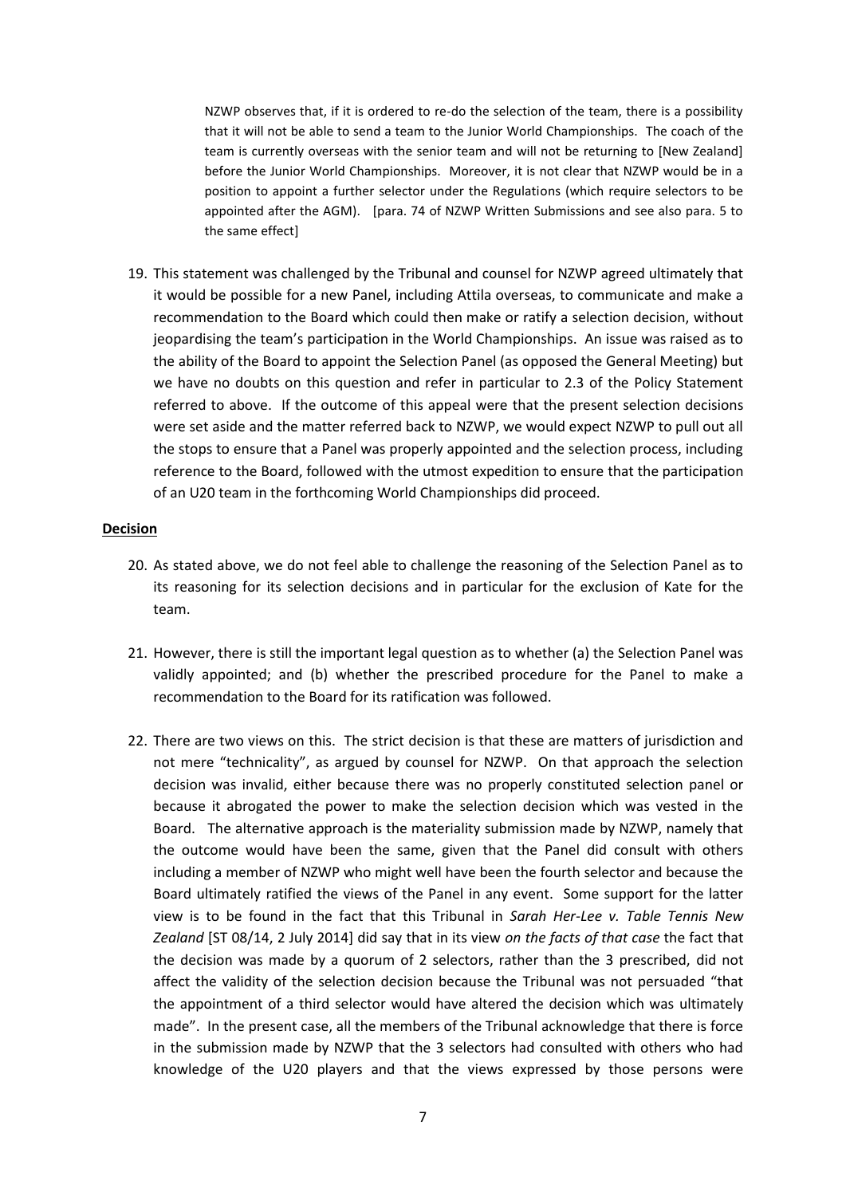> NZWP observes that, if it is ordered to re-do the selection of the team, there is a possibility that it will not be able to send a team to the Junior World Championships. The coach of the team is currently overseas with the senior team and will not be returning to [New Zealand] before the Junior World Championships. Moreover, it is not clear that NZWP would be in a position to appoint a further selector under the Regulations (which require selectors to be appointed after the AGM). [para. 74 of NZWP Written Submissions and see also para. 5 to the same effect]

19. This statement was challenged by the Tribunal and counsel for NZWP agreed ultimately that it would be possible for a new Panel, including Attila overseas, to communicate and make a recommendation to the Board which could then make or ratify a selection decision, without jeopardising the team's participation in the World Championships. An issue was raised as to the ability of the Board to appoint the Selection Panel (as opposed the General Meeting) but we have no doubts on this question and refer in particular to 2.3 of the Policy Statement referred to above. If the outcome of this appeal were that the present selection decisions were set aside and the matter referred back to NZWP, we would expect NZWP to pull out all the stops to ensure that a Panel was properly appointed and the selection process, including reference to the Board, followed with the utmost expedition to ensure that the participation of an U20 team in the forthcoming World Championships did proceed.

**Decision**

20. As stated above, we do not feel able to challenge the reasoning of the Selection Panel as to its reasoning for its selection decisions and in particular for the exclusion of Kate for the team.

21. However, there is still the important legal question as to whether (a) the Selection Panel was validly appointed; and (b) whether the prescribed procedure for the Panel to make a recommendation to the Board for its ratification was followed.

22. There are two views on this. The strict decision is that these are matters of jurisdiction and not mere "technicality", as argued by counsel for NZWP. On that approach the selection decision was invalid, either because there was no properly constituted selection panel or because it abrogated the power to make the selection decision which was vested in the Board. The alternative approach is the materiality submission made by NZWP, namely that the outcome would have been the same, given that the Panel did consult with others including a member of NZWP who might well have been the fourth selector and because the Board ultimately ratified the views of the Panel in any event. Some support for the latter view is to be found in the fact that this Tribunal in *Sarah Her-Lee v. Table Tennis New Zealand* [ST 08/14, 2 July 2014] did say that in its view *on the facts of that case* the fact that the decision was made by a quorum of 2 selectors, rather than the 3 prescribed, did not affect the validity of the selection decision because the Tribunal was not persuaded "that the appointment of a third selector would have altered the decision which was ultimately made". In the present case, all the members of the Tribunal acknowledge that there is force in the submission made by NZWP that the 3 selectors had consulted with others who had knowledge of the U20 players and that the views expressed by those persons were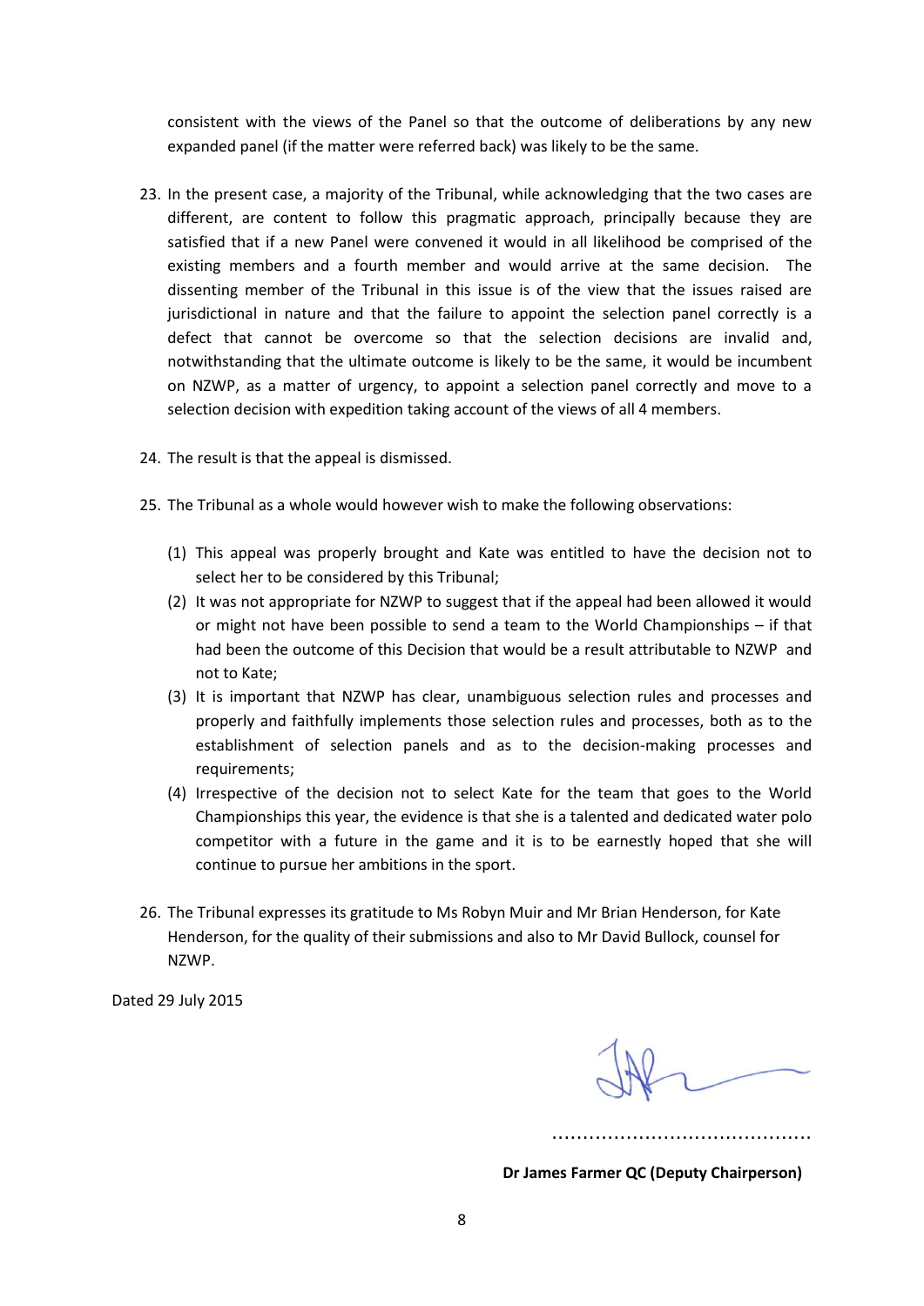consistent with the views of the Panel so that the outcome of deliberations by any new expanded panel (if the matter were referred back) was likely to be the same.

23. In the present case, a majority of the Tribunal, while acknowledging that the two cases are different, are content to follow this pragmatic approach, principally because they are satisfied that if a new Panel were convened it would in all likelihood be comprised of the existing members and a fourth member and would arrive at the same decision. The dissenting member of the Tribunal in this issue is of the view that the issues raised are jurisdictional in nature and that the failure to appoint the selection panel correctly is a defect that cannot be overcome so that the selection decisions are invalid and, notwithstanding that the ultimate outcome is likely to be the same, it would be incumbent on NZWP, as a matter of urgency, to appoint a selection panel correctly and move to a selection decision with expedition taking account of the views of all 4 members.

24. The result is that the appeal is dismissed.

25. The Tribunal as a whole would however wish to make the following observations:

    (1) This appeal was properly brought and Kate was entitled to have the decision not to select her to be considered by this Tribunal;

    (2) It was not appropriate for NZWP to suggest that if the appeal had been allowed it would or might not have been possible to send a team to the World Championships – if that had been the outcome of this Decision that would be a result attributable to NZWP and not to Kate;

    (3) It is important that NZWP has clear, unambiguous selection rules and processes and properly and faithfully implements those selection rules and processes, both as to the establishment of selection panels and as to the decision-making processes and requirements;

    (4) Irrespective of the decision not to select Kate for the team that goes to the World Championships this year, the evidence is that she is a talented and dedicated water polo competitor with a future in the game and it is to be earnestly hoped that she will continue to pursue her ambitions in the sport.

26. The Tribunal expresses its gratitude to Ms Robyn Muir and Mr Brian Henderson, for Kate Henderson, for the quality of their submissions and also to Mr David Bullock, counsel for NZWP.

Dated 29 July 2015

..........................................

**Dr James Farmer QC (Deputy Chairperson)**